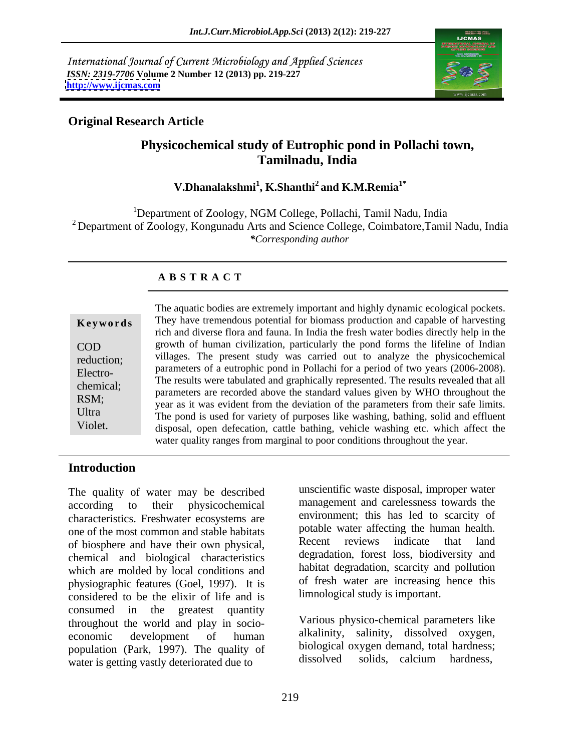International Journal of Current Microbiology and Applied Sciences
*ISSN: 2319-7706* **Volume 2 Number 12 (2013) pp. 219-227**
**http://www.ijcmas.com**

**Original Research Article**

# Physicochemical study of Eutrophic pond in Pollachi town, Tamilnadu, India

**V.Dhanalakshmi[1], K.Shanthi[2] and K.M.Remia[1*]**

[1]Department of Zoology, NGM College, Pollachi, Tamil Nadu, India
[2] Department of Zoology, Kongunadu Arts and Science College, Coimbatore,Tamil Nadu, India
*\*Corresponding author*

## A B S T R A C T

**Keywords**

COD reduction; Electro-chemical; RSM; Ultra Violet.

The aquatic bodies are extremely important and highly dynamic ecological pockets. They have tremendous potential for biomass production and capable of harvesting rich and diverse flora and fauna. In India the fresh water bodies directly help in the growth of human civilization, particularly the pond forms the lifeline of Indian villages. The present study was carried out to analyze the physicochemical parameters of a eutrophic pond in Pollachi for a period of two years (2006-2008). The results were tabulated and graphically represented. The results revealed that all parameters are recorded above the standard values given by WHO throughout the year as it was evident from the deviation of the parameters from their safe limits. The pond is used for variety of purposes like washing, bathing, solid and effluent disposal, open defecation, cattle bathing, vehicle washing etc. which affect the water quality ranges from marginal to poor conditions throughout the year.

## Introduction

The quality of water may be described according to their physicochemical characteristics. Freshwater ecosystems are one of the most common and stable habitats of biosphere and have their own physical, chemical and biological characteristics which are molded by local conditions and physiographic features (Goel, 1997). It is considered to be the elixir of life and is consumed in the greatest quantity throughout the world and play in socio-economic development of human population (Park, 1997). The quality of water is getting vastly deteriorated due to unscientific waste disposal, improper water management and carelessness towards the environment; this has led to scarcity of potable water affecting the human health. Recent reviews indicate that land degradation, forest loss, biodiversity and habitat degradation, scarcity and pollution of fresh water are increasing hence this limnological study is important.

Various physico-chemical parameters like alkalinity, salinity, dissolved oxygen, biological oxygen demand, total hardness; dissolved solids, calcium hardness,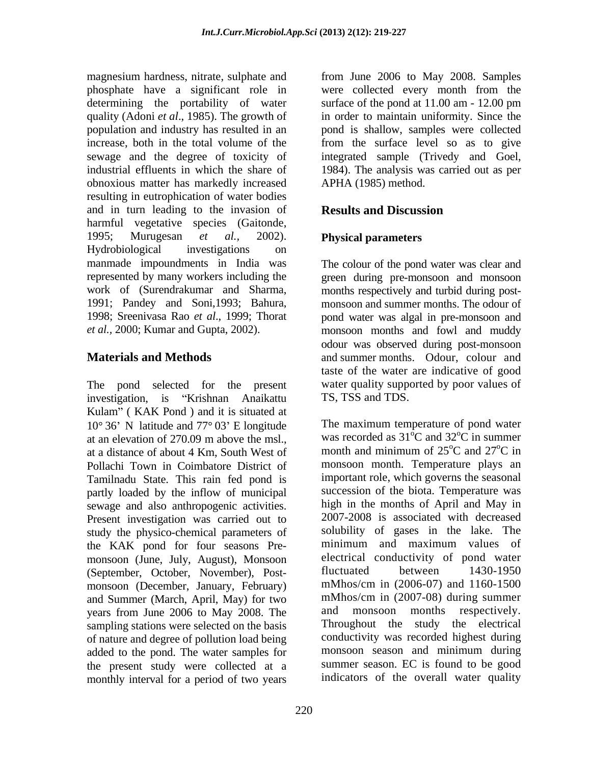magnesium hardness, nitrate, sulphate and phosphate have a significant role in determining the portability of water quality (Adoni *et al*., 1985). The growth of population and industry has resulted in an increase, both in the total volume of the sewage and the degree of toxicity of industrial effluents in which the share of obnoxious matter has markedly increased resulting in eutrophication of water bodies and in turn leading to the invasion of harmful vegetative species (Gaitonde, 1995; Murugesan *et al.,* 2002). Hydrobiological investigations on manmade impoundments in India was represented by many workers including the work of (Surendrakumar and Sharma, 1991; Pandey and Soni,1993; Bahura, 1998; Sreenivasa Rao *et al*., 1999; Thorat *et al.,* 2000; Kumar and Gupta, 2002).

## Materials and Methods

The pond selected for the present investigation, is "Krishnan Anaikattu Kulam" ( KAK Pond ) and it is situated at 10° 36' N latitude and 77° 03' E longitude at an elevation of 270.09 m above the msl., at a distance of about 4 Km, South West of Pollachi Town in Coimbatore District of Tamilnadu State. This rain fed pond is partly loaded by the inflow of municipal sewage and also anthropogenic activities. Present investigation was carried out to study the physico-chemical parameters of the KAK pond for four seasons Pre-monsoon (June, July, August), Monsoon (September, October, November), Post-monsoon (December, January, February) and Summer (March, April, May) for two years from June 2006 to May 2008. The sampling stations were selected on the basis of nature and degree of pollution load being added to the pond. The water samples for the present study were collected at a monthly interval for a period of two years from June 2006 to May 2008. Samples were collected every month from the surface of the pond at 11.00 am - 12.00 pm in order to maintain uniformity. Since the pond is shallow, samples were collected from the surface level so as to give integrated sample (Trivedy and Goel, 1984). The analysis was carried out as per APHA (1985) method.

## Results and Discussion

### Physical parameters

The colour of the pond water was clear and green during pre-monsoon and monsoon months respectively and turbid during post-monsoon and summer months. The odour of pond water was algal in pre-monsoon and monsoon months and fowl and muddy odour was observed during post-monsoon and summer months. Odour, colour and taste of the water are indicative of good water quality supported by poor values of TS, TSS and TDS.

The maximum temperature of pond water was recorded as 31$^{o}$C and 32$^{o}$C in summer month and minimum of 25$^{o}$C and 27$^{o}$C in monsoon month. Temperature plays an important role, which governs the seasonal succession of the biota. Temperature was high in the months of April and May in 2007-2008 is associated with decreased solubility of gases in the lake. The minimum and maximum values of electrical conductivity of pond water fluctuated between 1430-1950 mMhos/cm in (2006-07) and 1160-1500 mMhos/cm in (2007-08) during summer and monsoon months respectively. Throughout the study the electrical conductivity was recorded highest during monsoon season and minimum during summer season. EC is found to be good indicators of the overall water quality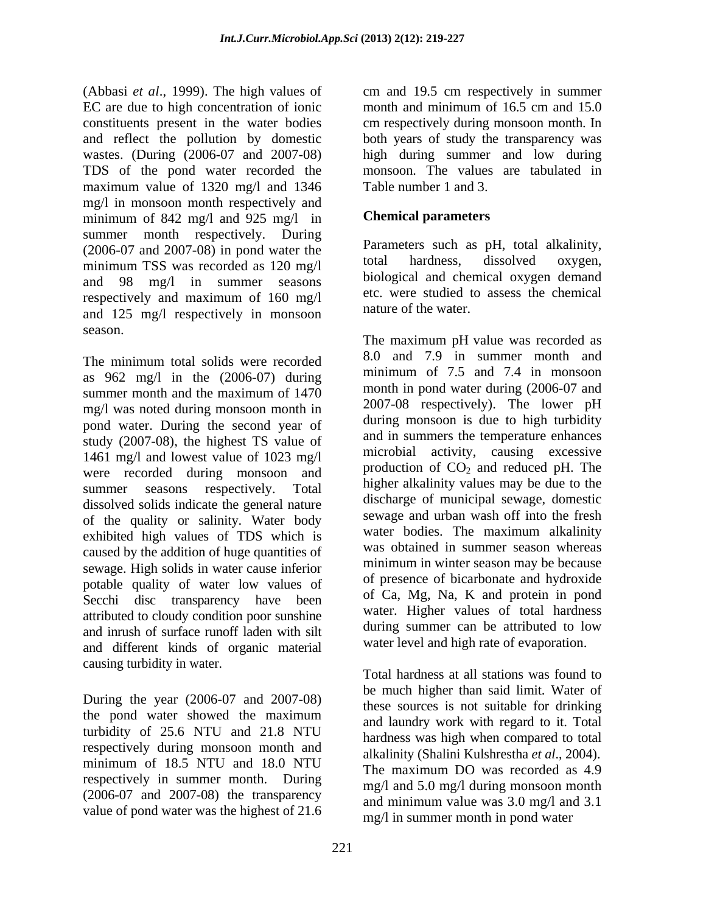(Abbasi *et al*., 1999). The high values of EC are due to high concentration of ionic constituents present in the water bodies and reflect the pollution by domestic wastes. (During (2006-07 and 2007-08) TDS of the pond water recorded the maximum value of 1320 mg/l and 1346 mg/l in monsoon month respectively and minimum of 842 mg/l and 925 mg/l in summer month respectively. During (2006-07 and 2007-08) in pond water the minimum TSS was recorded as 120 mg/l and 98 mg/l in summer seasons respectively and maximum of 160 mg/l and 125 mg/l respectively in monsoon season.

The minimum total solids were recorded as 962 mg/l in the (2006-07) during summer month and the maximum of 1470 mg/l was noted during monsoon month in pond water. During the second year of study (2007-08), the highest TS value of 1461 mg/l and lowest value of 1023 mg/l were recorded during monsoon and summer seasons respectively. Total dissolved solids indicate the general nature of the quality or salinity. Water body exhibited high values of TDS which is caused by the addition of huge quantities of sewage. High solids in water cause inferior potable quality of water low values of Secchi disc transparency have been attributed to cloudy condition poor sunshine and inrush of surface runoff laden with silt and different kinds of organic material causing turbidity in water.

During the year (2006-07 and 2007-08) the pond water showed the maximum turbidity of 25.6 NTU and 21.8 NTU respectively during monsoon month and minimum of 18.5 NTU and 18.0 NTU respectively in summer month. During (2006-07 and 2007-08) the transparency value of pond water was the highest of 21.6 cm and 19.5 cm respectively in summer month and minimum of 16.5 cm and 15.0 cm respectively during monsoon month. In both years of study the transparency was high during summer and low during monsoon. The values are tabulated in Table number 1 and 3.

## Chemical parameters

Parameters such as pH, total alkalinity, total hardness, dissolved oxygen, biological and chemical oxygen demand etc. were studied to assess the chemical nature of the water.

The maximum pH value was recorded as 8.0 and 7.9 in summer month and minimum of 7.5 and 7.4 in monsoon month in pond water during (2006-07 and 2007-08 respectively). The lower pH during monsoon is due to high turbidity and in summers the temperature enhances microbial activity, causing excessive production of $CO_2$ and reduced pH. The higher alkalinity values may be due to the discharge of municipal sewage, domestic sewage and urban wash off into the fresh water bodies. The maximum alkalinity was obtained in summer season whereas minimum in winter season may be because of presence of bicarbonate and hydroxide of Ca, Mg, Na, K and protein in pond water. Higher values of total hardness during summer can be attributed to low water level and high rate of evaporation.

Total hardness at all stations was found to be much higher than said limit. Water of these sources is not suitable for drinking and laundry work with regard to it. Total hardness was high when compared to total alkalinity (Shalini Kulshrestha *et al*., 2004). The maximum DO was recorded as 4.9 mg/l and 5.0 mg/l during monsoon month and minimum value was 3.0 mg/l and 3.1 mg/l in summer month in pond water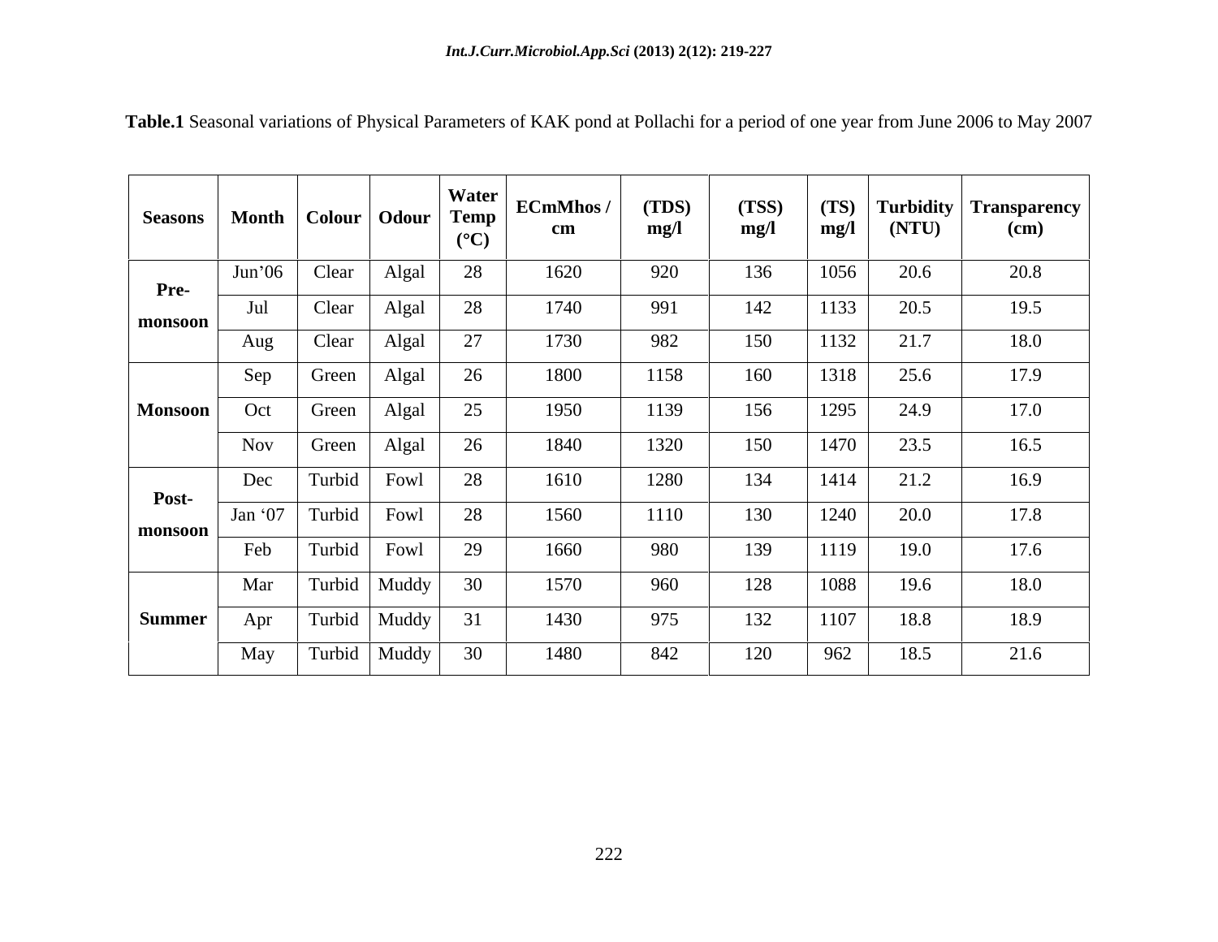**Table.1** Seasonal variations of Physical Parameters of KAK pond at Pollachi for a period of one year from June 2006 to May 2007

| Seasons | Month | Colour | Odour | Water Temp (°C) | ECmMhos / cm | (TDS) mg/l | (TSS) mg/l | (TS) mg/l | Turbidity (NTU) | Transparency (cm) |
|---|---|---|---|---|---|---|---|---|---|---|
| Pre-monsoon | Jun'06 | Clear | Algal | 28 | 1620 | 920 | 136 | 1056 | 20.6 | 20.8 |
| | Jul | Clear | Algal | 28 | 1740 | 991 | 142 | 1133 | 20.5 | 19.5 |
| | Aug | Clear | Algal | 27 | 1730 | 982 | 150 | 1132 | 21.7 | 18.0 |
| Monsoon | Sep | Green | Algal | 26 | 1800 | 1158 | 160 | 1318 | 25.6 | 17.9 |
| | Oct | Green | Algal | 25 | 1950 | 1139 | 156 | 1295 | 24.9 | 17.0 |
| | Nov | Green | Algal | 26 | 1840 | 1320 | 150 | 1470 | 23.5 | 16.5 |
| Post-monsoon | Dec | Turbid | Fowl | 28 | 1610 | 1280 | 134 | 1414 | 21.2 | 16.9 |
| | Jan '07 | Turbid | Fowl | 28 | 1560 | 1110 | 130 | 1240 | 20.0 | 17.8 |
| | Feb | Turbid | Fowl | 29 | 1660 | 980 | 139 | 1119 | 19.0 | 17.6 |
| Summer | Mar | Turbid | Muddy | 30 | 1570 | 960 | 128 | 1088 | 19.6 | 18.0 |
| | Apr | Turbid | Muddy | 31 | 1430 | 975 | 132 | 1107 | 18.8 | 18.9 |
| | May | Turbid | Muddy | 30 | 1480 | 842 | 120 | 962 | 18.5 | 21.6 |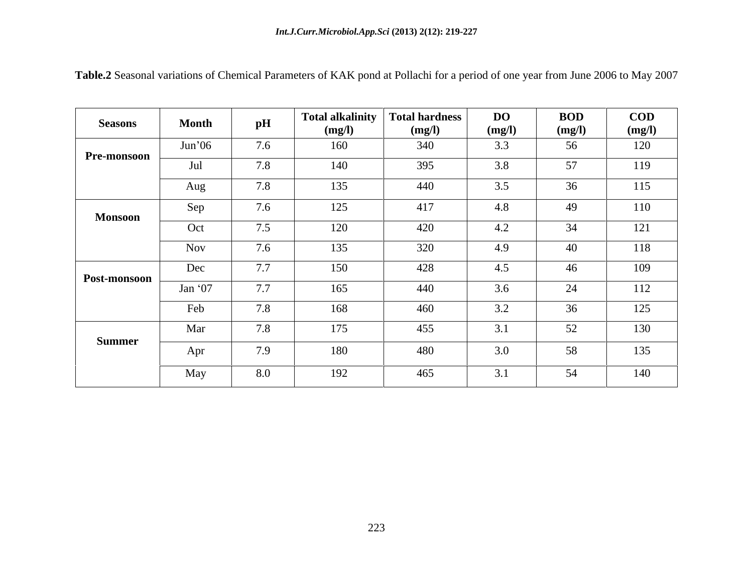**Table.2** Seasonal variations of Chemical Parameters of KAK pond at Pollachi for a period of one year from June 2006 to May 2007

| Seasons | Month | pH | Total alkalinity (mg/l) | Total hardness (mg/l) | DO (mg/l) | BOD (mg/l) | COD (mg/l) |
|---|---|---|---|---|---|---|---|
| Pre-monsoon | Jun'06 | 7.6 | 160 | 340 | 3.3 | 56 | 120 |
| | Jul | 7.8 | 140 | 395 | 3.8 | 57 | 119 |
| | Aug | 7.8 | 135 | 440 | 3.5 | 36 | 115 |
| Monsoon | Sep | 7.6 | 125 | 417 | 4.8 | 49 | 110 |
| | Oct | 7.5 | 120 | 420 | 4.2 | 34 | 121 |
| | Nov | 7.6 | 135 | 320 | 4.9 | 40 | 118 |
| Post-monsoon | Dec | 7.7 | 150 | 428 | 4.5 | 46 | 109 |
| | Jan '07 | 7.7 | 165 | 440 | 3.6 | 24 | 112 |
| | Feb | 7.8 | 168 | 460 | 3.2 | 36 | 125 |
| Summer | Mar | 7.8 | 175 | 455 | 3.1 | 52 | 130 |
| | Apr | 7.9 | 180 | 480 | 3.0 | 58 | 135 |
| | May | 8.0 | 192 | 465 | 3.1 | 54 | 140 |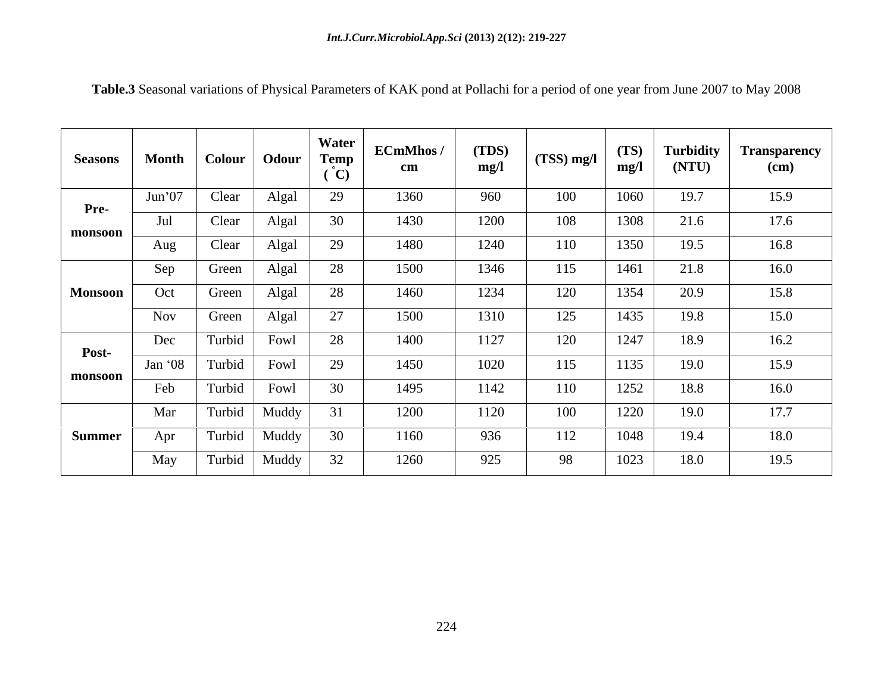**Table.3** Seasonal variations of Physical Parameters of KAK pond at Pollachi for a period of one year from June 2007 to May 2008

| Seasons | Month | Colour | Odour | Water Temp (˚C) | ECmMhos / cm | (TDS) mg/l | (TSS) mg/l | (TS) mg/l | Turbidity (NTU) | Transparency (cm) |
|---|---|---|---|---|---|---|---|---|---|---|
| Pre-monsoon | Jun'07 | Clear | Algal | 29 | 1360 | 960 | 100 | 1060 | 19.7 | 15.9 |
| | Jul | Clear | Algal | 30 | 1430 | 1200 | 108 | 1308 | 21.6 | 17.6 |
| | Aug | Clear | Algal | 29 | 1480 | 1240 | 110 | 1350 | 19.5 | 16.8 |
| Monsoon | Sep | Green | Algal | 28 | 1500 | 1346 | 115 | 1461 | 21.8 | 16.0 |
| | Oct | Green | Algal | 28 | 1460 | 1234 | 120 | 1354 | 20.9 | 15.8 |
| | Nov | Green | Algal | 27 | 1500 | 1310 | 125 | 1435 | 19.8 | 15.0 |
| Post-monsoon | Dec | Turbid | Fowl | 28 | 1400 | 1127 | 120 | 1247 | 18.9 | 16.2 |
| | Jan '08 | Turbid | Fowl | 29 | 1450 | 1020 | 115 | 1135 | 19.0 | 15.9 |
| | Feb | Turbid | Fowl | 30 | 1495 | 1142 | 110 | 1252 | 18.8 | 16.0 |
| Summer | Mar | Turbid | Muddy | 31 | 1200 | 1120 | 100 | 1220 | 19.0 | 17.7 |
| | Apr | Turbid | Muddy | 30 | 1160 | 936 | 112 | 1048 | 19.4 | 18.0 |
| | May | Turbid | Muddy | 32 | 1260 | 925 | 98 | 1023 | 18.0 | 19.5 |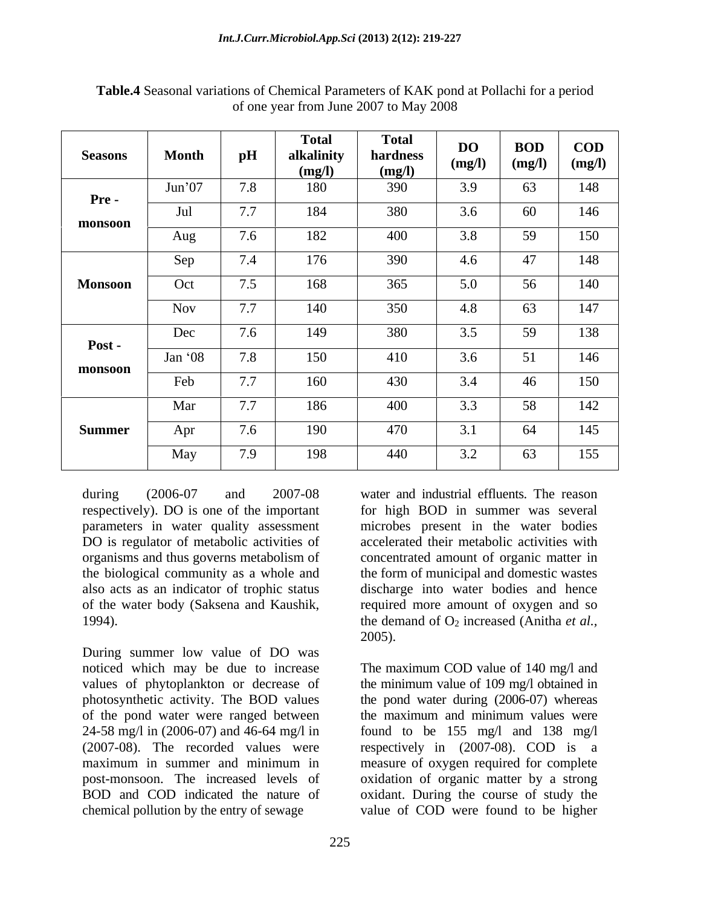**Table.4** Seasonal variations of Chemical Parameters of KAK pond at Pollachi for a period of one year from June 2007 to May 2008

| Seasons | Month | pH | Total alkalinity (mg/l) | Total hardness (mg/l) | DO (mg/l) | BOD (mg/l) | COD (mg/l) |
|---|---|---|---|---|---|---|---|
| Pre - monsoon | Jun'07 | 7.8 | 180 | 390 | 3.9 | 63 | 148 |
| | Jul | 7.7 | 184 | 380 | 3.6 | 60 | 146 |
| | Aug | 7.6 | 182 | 400 | 3.8 | 59 | 150 |
| Monsoon | Sep | 7.4 | 176 | 390 | 4.6 | 47 | 148 |
| | Oct | 7.5 | 168 | 365 | 5.0 | 56 | 140 |
| | Nov | 7.7 | 140 | 350 | 4.8 | 63 | 147 |
| Post - monsoon | Dec | 7.6 | 149 | 380 | 3.5 | 59 | 138 |
| | Jan '08 | 7.8 | 150 | 410 | 3.6 | 51 | 146 |
| | Feb | 7.7 | 160 | 430 | 3.4 | 46 | 150 |
| Summer | Mar | 7.7 | 186 | 400 | 3.3 | 58 | 142 |
| | Apr | 7.6 | 190 | 470 | 3.1 | 64 | 145 |
| | May | 7.9 | 198 | 440 | 3.2 | 63 | 155 |

during (2006-07 and 2007-08 respectively). DO is one of the important parameters in water quality assessment DO is regulator of metabolic activities of organisms and thus governs metabolism of the biological community as a whole and also acts as an indicator of trophic status of the water body (Saksena and Kaushik, 1994).

During summer low value of DO was noticed which may be due to increase values of phytoplankton or decrease of photosynthetic activity. The BOD values of the pond water were ranged between 24-58 mg/l in (2006-07) and 46-64 mg/l in (2007-08). The recorded values were maximum in summer and minimum in post-monsoon. The increased levels of BOD and COD indicated the nature of chemical pollution by the entry of sewage water and industrial effluents. The reason for high BOD in summer was several microbes present in the water bodies accelerated their metabolic activities with concentrated amount of organic matter in the form of municipal and domestic wastes discharge into water bodies and hence required more amount of oxygen and so the demand of $O_2$ increased (Anitha *et al.*, 2005).

The maximum COD value of 140 mg/l and the minimum value of 109 mg/l obtained in the pond water during (2006-07) whereas the maximum and minimum values were found to be 155 mg/l and 138 mg/l respectively in (2007-08). COD is a measure of oxygen required for complete oxidation of organic matter by a strong oxidant. During the course of study the value of COD were found to be higher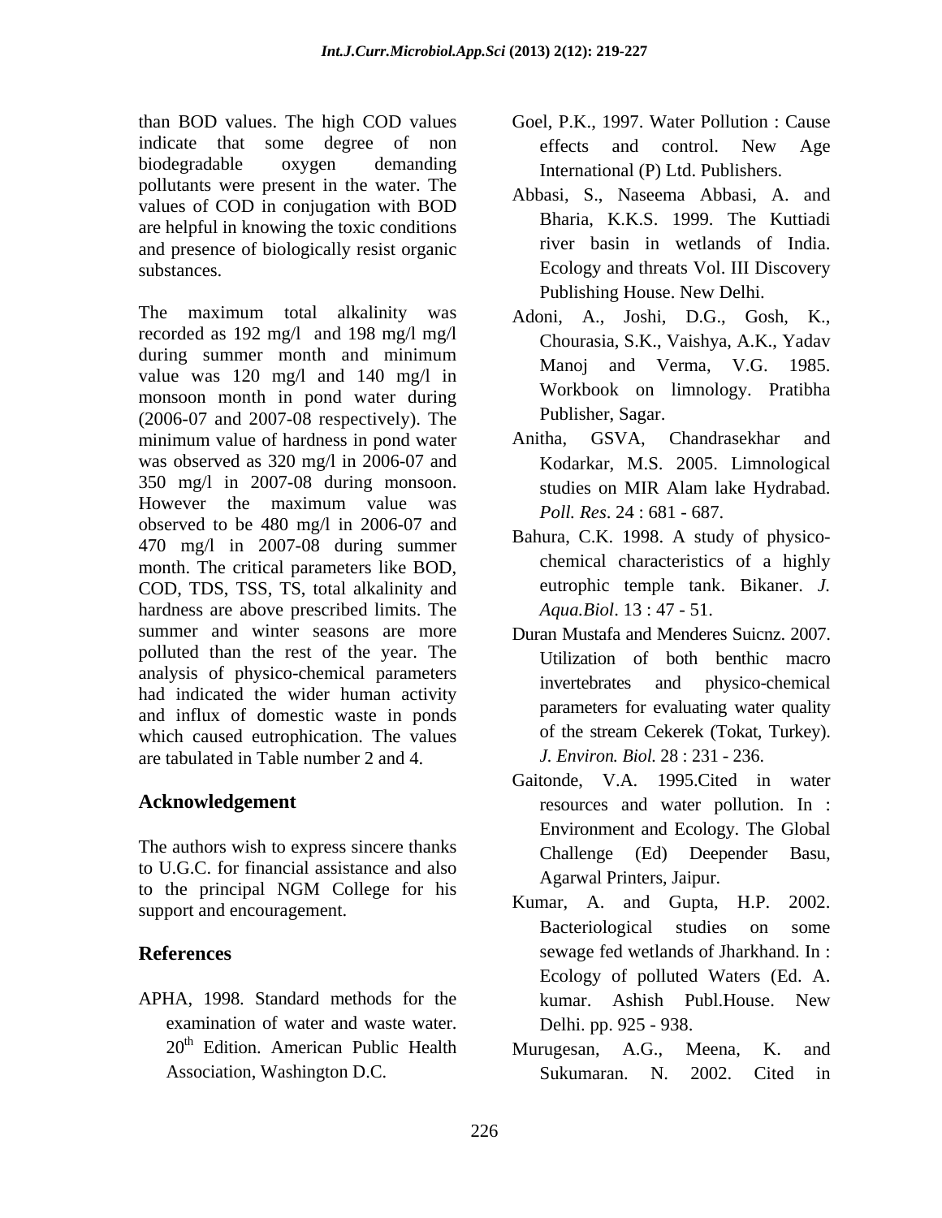than BOD values. The high COD values indicate that some degree of non biodegradable oxygen demanding pollutants were present in the water. The values of COD in conjugation with BOD are helpful in knowing the toxic conditions and presence of biologically resist organic substances.

The maximum total alkalinity was recorded as 192 mg/l and 198 mg/l mg/l during summer month and minimum value was 120 mg/l and 140 mg/l in monsoon month in pond water during (2006-07 and 2007-08 respectively). The minimum value of hardness in pond water was observed as 320 mg/l in 2006-07 and 350 mg/l in 2007-08 during monsoon. However the maximum value was observed to be 480 mg/l in 2006-07 and 470 mg/l in 2007-08 during summer month. The critical parameters like BOD, COD, TDS, TSS, TS, total alkalinity and hardness are above prescribed limits. The summer and winter seasons are more polluted than the rest of the year. The analysis of physico-chemical parameters had indicated the wider human activity and influx of domestic waste in ponds which caused eutrophication. The values are tabulated in Table number 2 and 4.

## Acknowledgement

The authors wish to express sincere thanks to U.G.C. for financial assistance and also to the principal NGM College for his support and encouragement.

## References

APHA, 1998. Standard methods for the examination of water and waste water. 20th Edition. American Public Health Association, Washington D.C.

Goel, P.K., 1997. Water Pollution : Cause effects and control. New Age International (P) Ltd. Publishers.

Abbasi, S., Naseema Abbasi, A. and Bharia, K.K.S. 1999. The Kuttiadi river basin in wetlands of India. Ecology and threats Vol. III Discovery Publishing House. New Delhi.

Adoni, A., Joshi, D.G., Gosh, K., Chourasia, S.K., Vaishya, A.K., Yadav Manoj and Verma, V.G. 1985. Workbook on limnology. Pratibha Publisher, Sagar.

Anitha, GSVA, Chandrasekhar and Kodarkar, M.S. 2005. Limnological studies on MIR Alam lake Hydrabad. *Poll. Res*. 24 : 681 - 687.

Bahura, C.K. 1998. A study of physico-chemical characteristics of a highly eutrophic temple tank. Bikaner. *J. Aqua.Biol*. 13 : 47 - 51.

Duran Mustafa and Menderes Suicnz. 2007. Utilization of both benthic macro invertebrates and physico-chemical parameters for evaluating water quality of the stream Cekerek (Tokat, Turkey). *J. Environ. Biol.* 28 : 231 - 236.

Gaitonde, V.A. 1995.Cited in water resources and water pollution. In : Environment and Ecology. The Global Challenge (Ed) Deepender Basu, Agarwal Printers, Jaipur.

Kumar, A. and Gupta, H.P. 2002. Bacteriological studies on some sewage fed wetlands of Jharkhand. In : Ecology of polluted Waters (Ed. A. kumar. Ashish Publ.House. New Delhi. pp. 925 - 938.

Murugesan, A.G., Meena, K. and Sukumaran. N. 2002. Cited in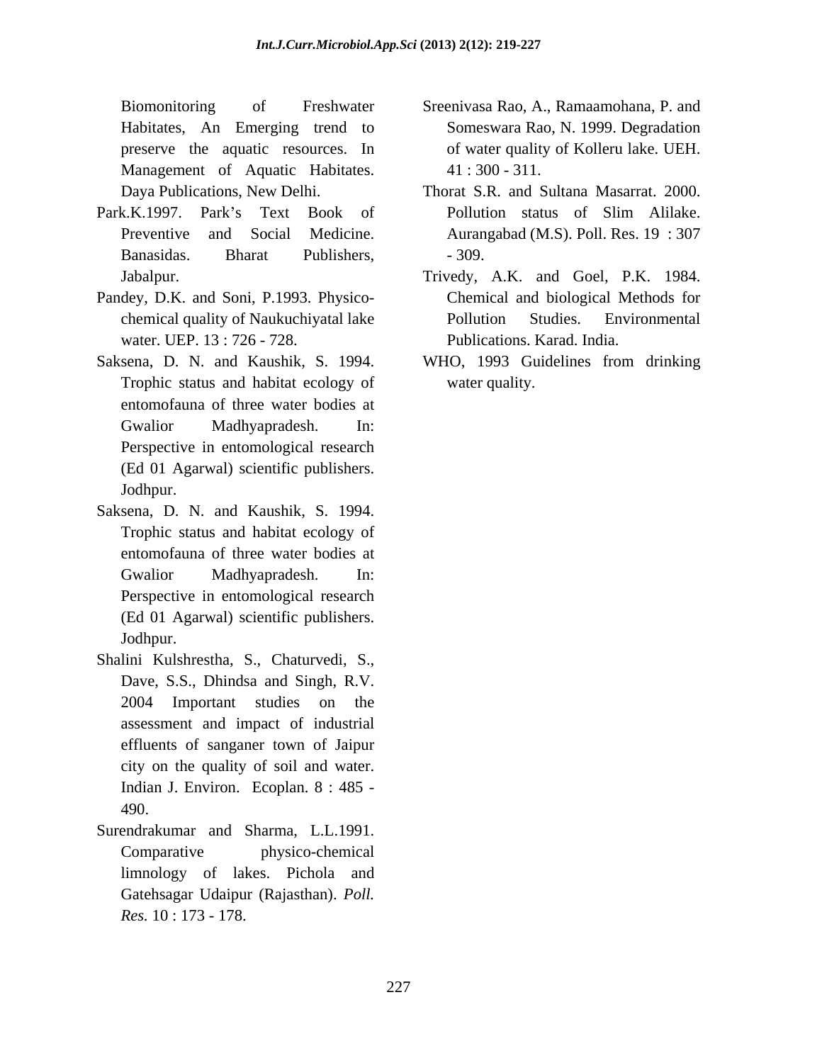Biomonitoring of Freshwater Habitates, An Emerging trend to preserve the aquatic resources. In Management of Aquatic Habitates. Daya Publications, New Delhi.

Park.K.1997. Park's Text Book of Preventive and Social Medicine. Banasidas. Bharat Publishers, Jabalpur.

Pandey, D.K. and Soni, P.1993. Physico-chemical quality of Naukuchiyatal lake water. UEP. 13 : 726 - 728.

Saksena, D. N. and Kaushik, S. 1994. Trophic status and habitat ecology of entomofauna of three water bodies at Gwalior Madhyapradesh. In: Perspective in entomological research (Ed 01 Agarwal) scientific publishers. Jodhpur.

Saksena, D. N. and Kaushik, S. 1994. Trophic status and habitat ecology of entomofauna of three water bodies at Gwalior Madhyapradesh. In: Perspective in entomological research (Ed 01 Agarwal) scientific publishers. Jodhpur.

Shalini Kulshrestha, S., Chaturvedi, S., Dave, S.S., Dhindsa and Singh, R.V. 2004 Important studies on the assessment and impact of industrial effluents of sanganer town of Jaipur city on the quality of soil and water. Indian J. Environ. Ecoplan. 8 : 485 - 490.

Surendrakumar and Sharma, L.L.1991. Comparative physico-chemical limnology of lakes. Pichola and Gatehsagar Udaipur (Rajasthan). *Poll. Res.* 10 : 173 - 178.

Sreenivasa Rao, A., Ramaamohana, P. and Someswara Rao, N. 1999. Degradation of water quality of Kolleru lake. UEH. 41 : 300 - 311.

Thorat S.R. and Sultana Masarrat. 2000. Pollution status of Slim Alilake. Aurangabad (M.S). Poll. Res. 19 : 307 - 309.

Trivedy, A.K. and Goel, P.K. 1984. Chemical and biological Methods for Pollution Studies. Environmental Publications. Karad. India.

WHO, 1993 Guidelines from drinking water quality.